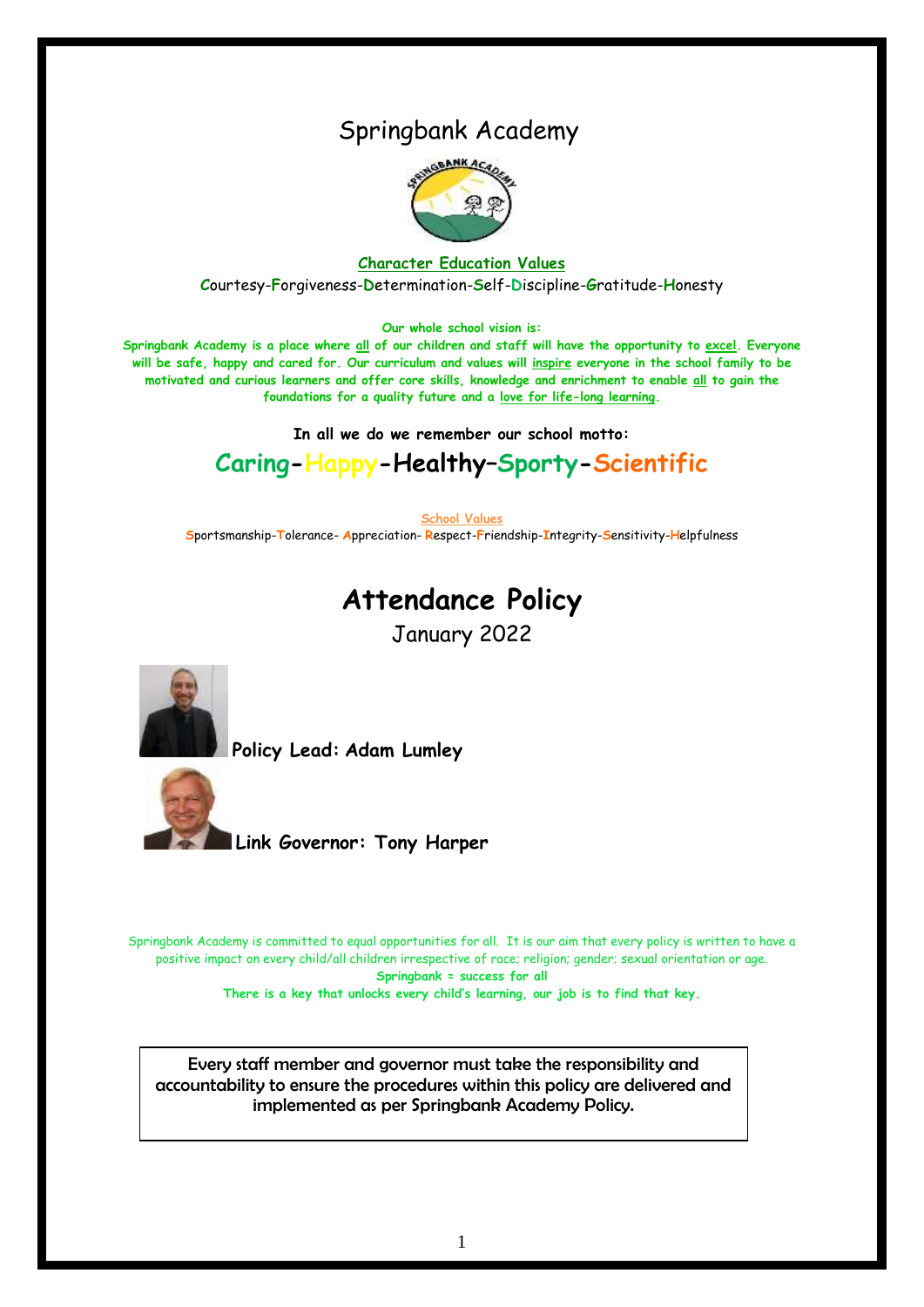# Springbank Academy

**Character Education Values**

Courtesy-Forgiveness-Determination-Self-Discipline-Gratitude-Honesty

**Our whole school vision is:**

**Springbank Academy is a place where all of our children and staff will have the opportunity to excel. Everyone will be safe, happy and cared for. Our curriculum and values will inspire everyone in the school family to be motivated and curious learners and offer core skills, knowledge and enrichment to enable all to gain the foundations for a quality future and a love for life-long learning.**

**In all we do we remember our school motto:**

## Caring-Happy-Healthy–Sporty-Scientific

School Values

Sportsmanship-Tolerance- Appreciation- Respect-Friendship-Integrity-Sensitivity-Helpfulness

# Attendance Policy

January 2022

**Policy Lead: Adam Lumley**

**Link Governor: Tony Harper**

Springbank Academy is committed to equal opportunities for all. It is our aim that every policy is written to have a positive impact on every child/all children irrespective of race; religion; gender; sexual orientation or age.

**Springbank = success for all**

**There is a key that unlocks every child's learning, our job is to find that key.**

Every staff member and governor must take the responsibility and accountability to ensure the procedures within this policy are delivered and implemented as per Springbank Academy Policy.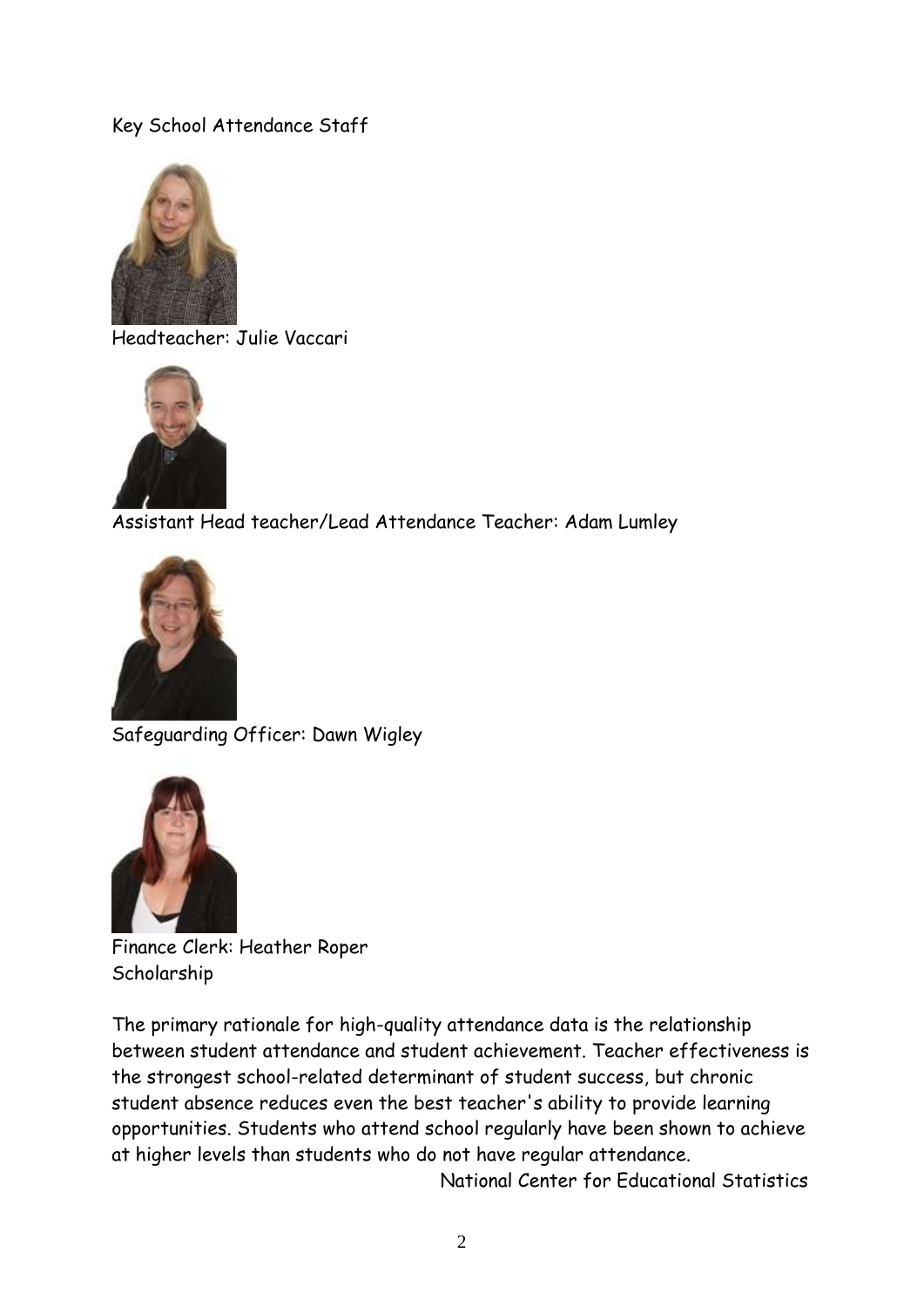Key School Attendance Staff

Headteacher: Julie Vaccari

Assistant Head teacher/Lead Attendance Teacher: Adam Lumley

Safeguarding Officer: Dawn Wigley

Finance Clerk: Heather Roper

Scholarship

The primary rationale for high-quality attendance data is the relationship between student attendance and student achievement. Teacher effectiveness is the strongest school-related determinant of student success, but chronic student absence reduces even the best teacher's ability to provide learning opportunities. Students who attend school regularly have been shown to achieve at higher levels than students who do not have regular attendance.

National Center for Educational Statistics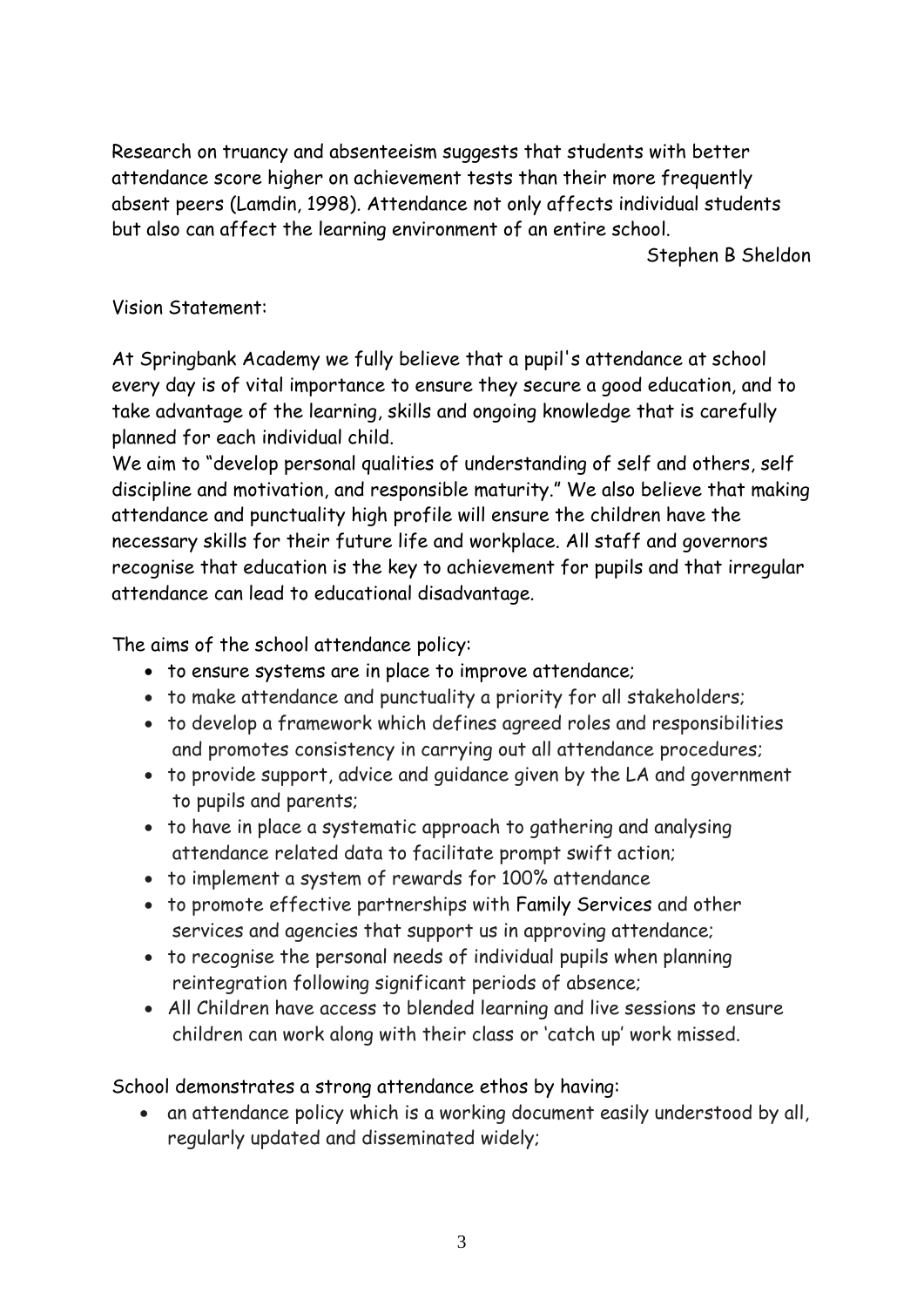Research on truancy and absenteeism suggests that students with better attendance score higher on achievement tests than their more frequently absent peers (Lamdin, 1998). Attendance not only affects individual students but also can affect the learning environment of an entire school.

Stephen B Sheldon

Vision Statement:

At Springbank Academy we fully believe that a pupil's attendance at school every day is of vital importance to ensure they secure a good education, and to take advantage of the learning, skills and ongoing knowledge that is carefully planned for each individual child.

We aim to "develop personal qualities of understanding of self and others, self discipline and motivation, and responsible maturity." We also believe that making attendance and punctuality high profile will ensure the children have the necessary skills for their future life and workplace. All staff and governors recognise that education is the key to achievement for pupils and that irregular attendance can lead to educational disadvantage.

The aims of the school attendance policy:

- to ensure systems are in place to improve attendance;
- to make attendance and punctuality a priority for all stakeholders;
- to develop a framework which defines agreed roles and responsibilities and promotes consistency in carrying out all attendance procedures;
- to provide support, advice and guidance given by the LA and government to pupils and parents;
- to have in place a systematic approach to gathering and analysing attendance related data to facilitate prompt swift action;
- to implement a system of rewards for 100% attendance
- to promote effective partnerships with Family Services and other services and agencies that support us in approving attendance;
- to recognise the personal needs of individual pupils when planning reintegration following significant periods of absence;
- All Children have access to blended learning and live sessions to ensure children can work along with their class or 'catch up' work missed.

School demonstrates a strong attendance ethos by having:

- an attendance policy which is a working document easily understood by all, regularly updated and disseminated widely;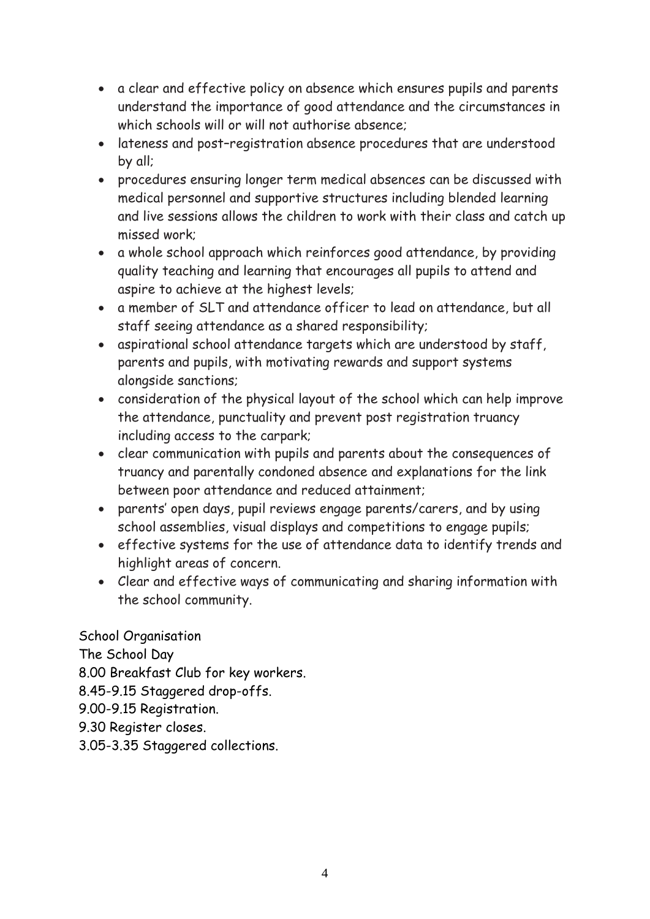- a clear and effective policy on absence which ensures pupils and parents understand the importance of good attendance and the circumstances in which schools will or will not authorise absence;
- lateness and post–registration absence procedures that are understood by all;
- procedures ensuring longer term medical absences can be discussed with medical personnel and supportive structures including blended learning and live sessions allows the children to work with their class and catch up missed work;
- a whole school approach which reinforces good attendance, by providing quality teaching and learning that encourages all pupils to attend and aspire to achieve at the highest levels;
- a member of SLT and attendance officer to lead on attendance, but all staff seeing attendance as a shared responsibility;
- aspirational school attendance targets which are understood by staff, parents and pupils, with motivating rewards and support systems alongside sanctions;
- consideration of the physical layout of the school which can help improve the attendance, punctuality and prevent post registration truancy including access to the carpark;
- clear communication with pupils and parents about the consequences of truancy and parentally condoned absence and explanations for the link between poor attendance and reduced attainment;
- parents' open days, pupil reviews engage parents/carers, and by using school assemblies, visual displays and competitions to engage pupils;
- effective systems for the use of attendance data to identify trends and highlight areas of concern.
- Clear and effective ways of communicating and sharing information with the school community.

School Organisation

The School Day

8.00 Breakfast Club for key workers.

8.45-9.15 Staggered drop-offs.

9.00-9.15 Registration.

9.30 Register closes.

3.05-3.35 Staggered collections.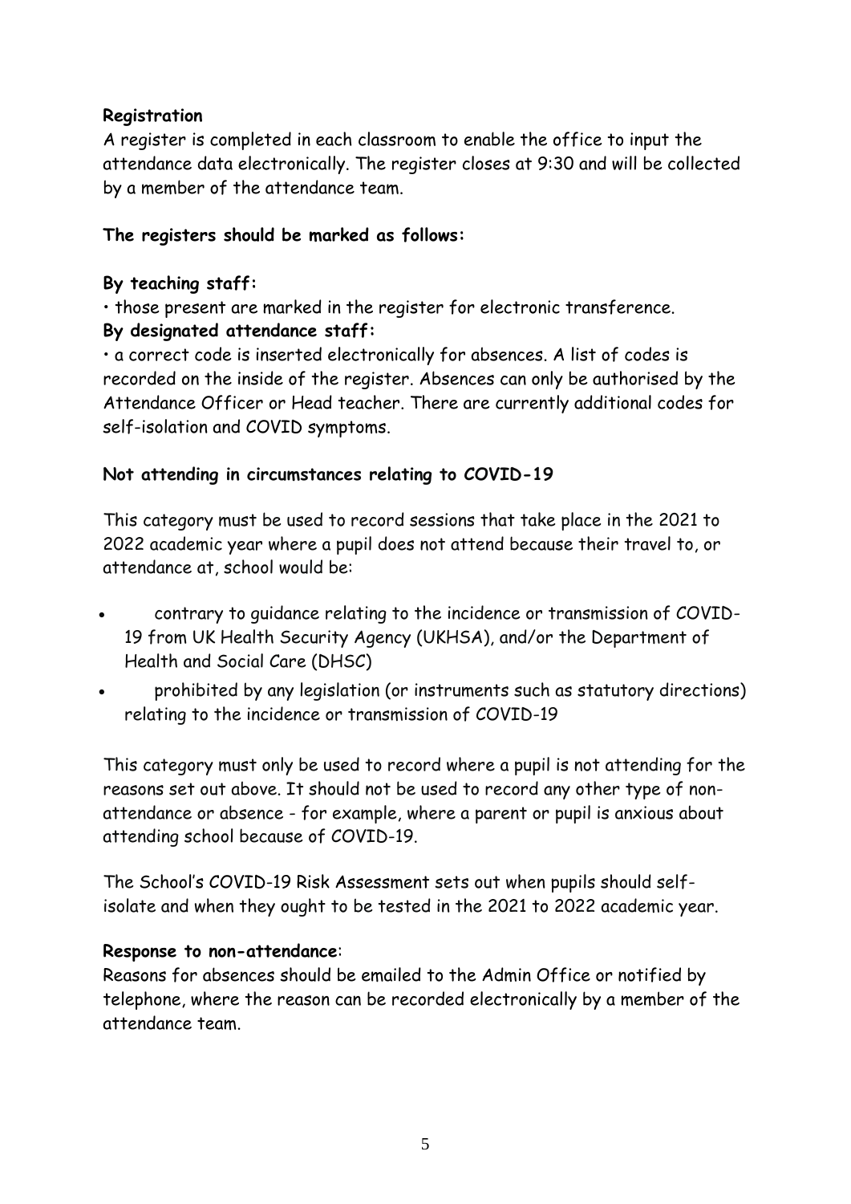**Registration**

A register is completed in each classroom to enable the office to input the attendance data electronically. The register closes at 9:30 and will be collected by a member of the attendance team.

**The registers should be marked as follows:**

**By teaching staff:**

• those present are marked in the register for electronic transference.

**By designated attendance staff:**

• a correct code is inserted electronically for absences. A list of codes is recorded on the inside of the register. Absences can only be authorised by the Attendance Officer or Head teacher. There are currently additional codes for self-isolation and COVID symptoms.

**Not attending in circumstances relating to COVID-19**

This category must be used to record sessions that take place in the 2021 to 2022 academic year where a pupil does not attend because their travel to, or attendance at, school would be:

- contrary to guidance relating to the incidence or transmission of COVID-19 from UK Health Security Agency (UKHSA), and/or the Department of Health and Social Care (DHSC)
- prohibited by any legislation (or instruments such as statutory directions) relating to the incidence or transmission of COVID-19

This category must only be used to record where a pupil is not attending for the reasons set out above. It should not be used to record any other type of non-attendance or absence - for example, where a parent or pupil is anxious about attending school because of COVID-19.

The School's COVID-19 Risk Assessment sets out when pupils should self-isolate and when they ought to be tested in the 2021 to 2022 academic year.

**Response to non-attendance**:

Reasons for absences should be emailed to the Admin Office or notified by telephone, where the reason can be recorded electronically by a member of the attendance team.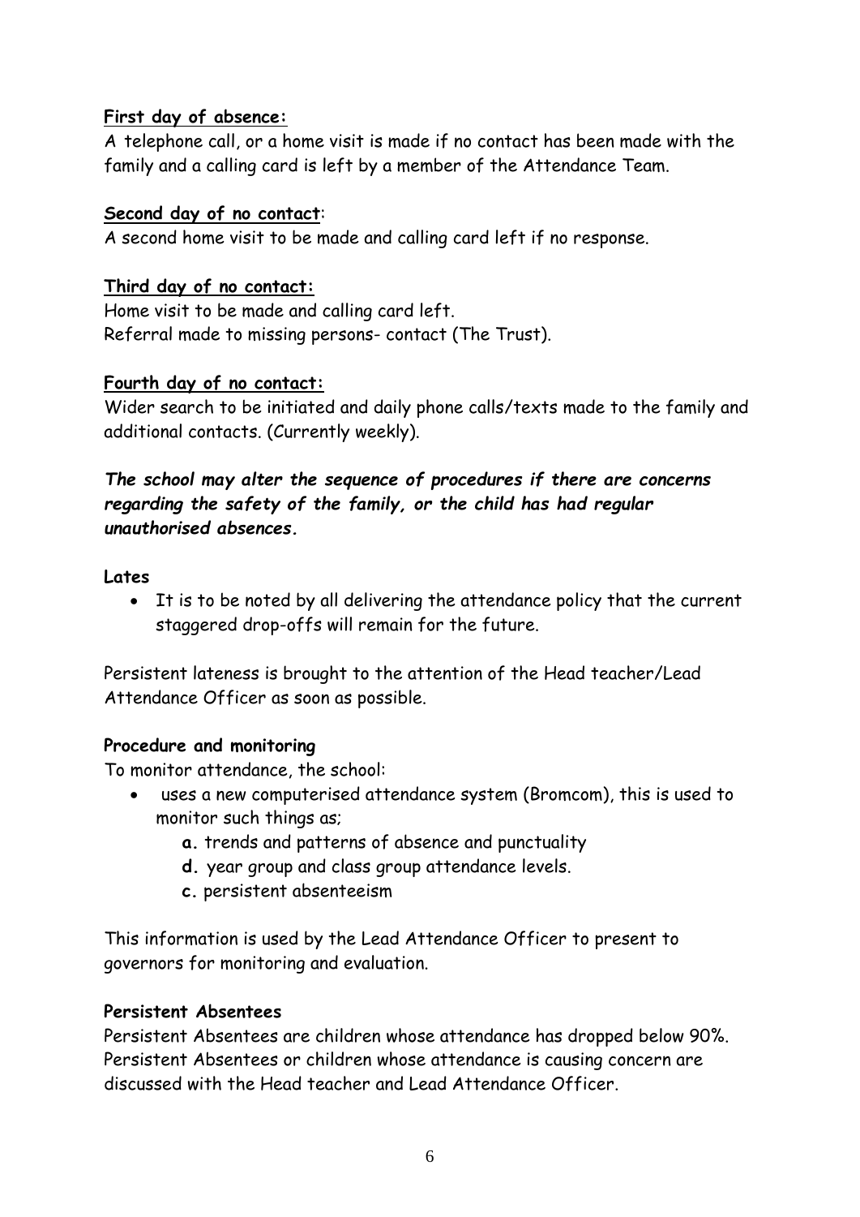**First day of absence:**

A telephone call, or a home visit is made if no contact has been made with the family and a calling card is left by a member of the Attendance Team.

**Second day of no contact**:

A second home visit to be made and calling card left if no response.

**Third day of no contact:**

Home visit to be made and calling card left.
Referral made to missing persons- contact (The Trust).

**Fourth day of no contact:**

Wider search to be initiated and daily phone calls/texts made to the family and additional contacts. (Currently weekly).

***The school may alter the sequence of procedures if there are concerns regarding the safety of the family, or the child has had regular unauthorised absences.***

**Lates**

- It is to be noted by all delivering the attendance policy that the current staggered drop-offs will remain for the future.

Persistent lateness is brought to the attention of the Head teacher/Lead Attendance Officer as soon as possible.

**Procedure and monitoring**

To monitor attendance, the school:

- uses a new computerised attendance system (Bromcom), this is used to monitor such things as;
    - **a.** trends and patterns of absence and punctuality
    - **d.** year group and class group attendance levels.
    - **c.** persistent absenteeism

This information is used by the Lead Attendance Officer to present to governors for monitoring and evaluation.

**Persistent Absentees**

Persistent Absentees are children whose attendance has dropped below 90%. Persistent Absentees or children whose attendance is causing concern are discussed with the Head teacher and Lead Attendance Officer.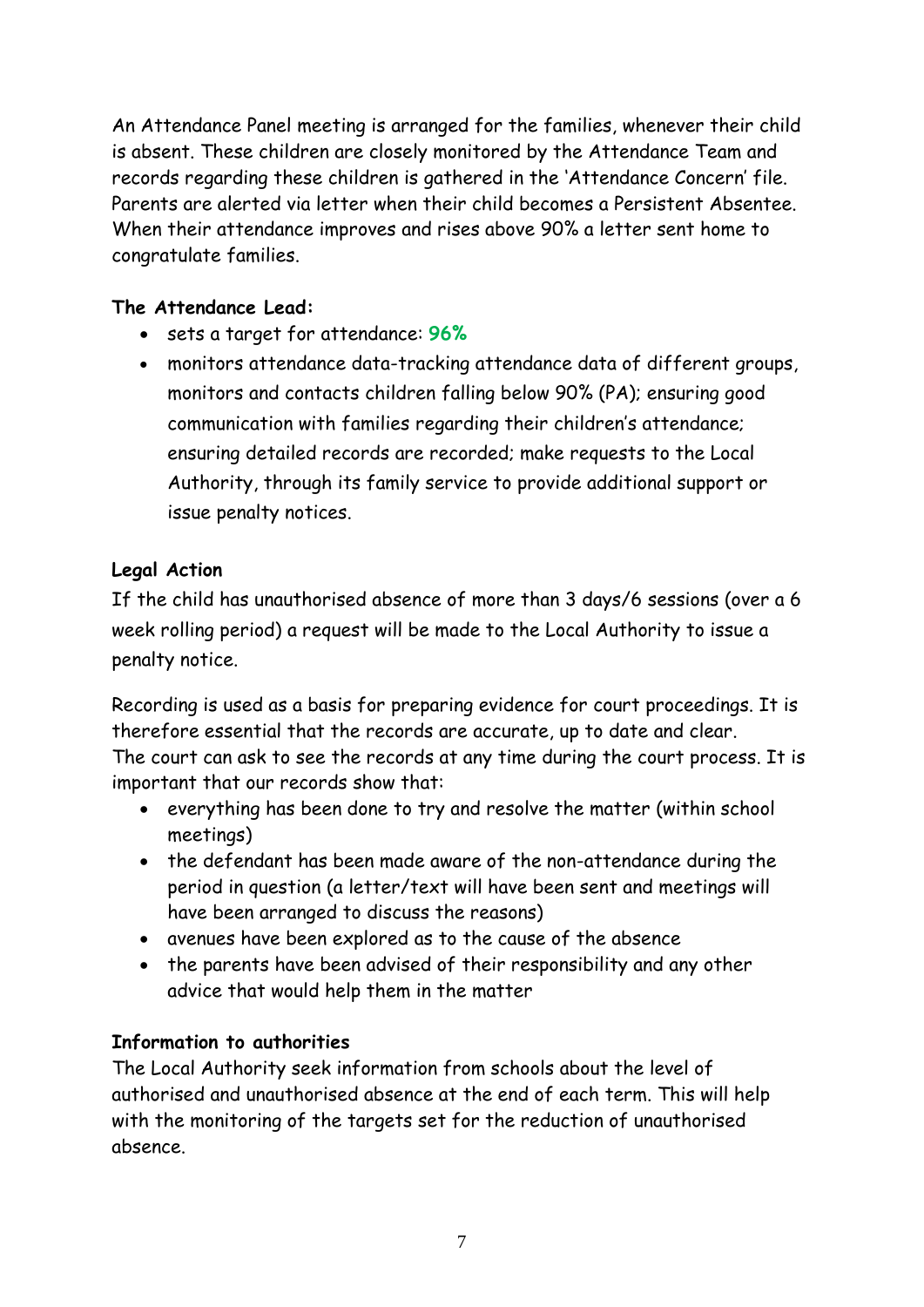An Attendance Panel meeting is arranged for the families, whenever their child is absent. These children are closely monitored by the Attendance Team and records regarding these children is gathered in the 'Attendance Concern' file. Parents are alerted via letter when their child becomes a Persistent Absentee. When their attendance improves and rises above 90% a letter sent home to congratulate families.

**The Attendance Lead:**

- sets a target for attendance: **96%**
- monitors attendance data-tracking attendance data of different groups, monitors and contacts children falling below 90% (PA); ensuring good communication with families regarding their children's attendance; ensuring detailed records are recorded; make requests to the Local Authority, through its family service to provide additional support or issue penalty notices.

**Legal Action**

If the child has unauthorised absence of more than 3 days/6 sessions (over a 6 week rolling period) a request will be made to the Local Authority to issue a penalty notice.

Recording is used as a basis for preparing evidence for court proceedings. It is therefore essential that the records are accurate, up to date and clear.
The court can ask to see the records at any time during the court process. It is important that our records show that:

- everything has been done to try and resolve the matter (within school meetings)
- the defendant has been made aware of the non-attendance during the period in question (a letter/text will have been sent and meetings will have been arranged to discuss the reasons)
- avenues have been explored as to the cause of the absence
- the parents have been advised of their responsibility and any other advice that would help them in the matter

**Information to authorities**

The Local Authority seek information from schools about the level of authorised and unauthorised absence at the end of each term. This will help with the monitoring of the targets set for the reduction of unauthorised absence.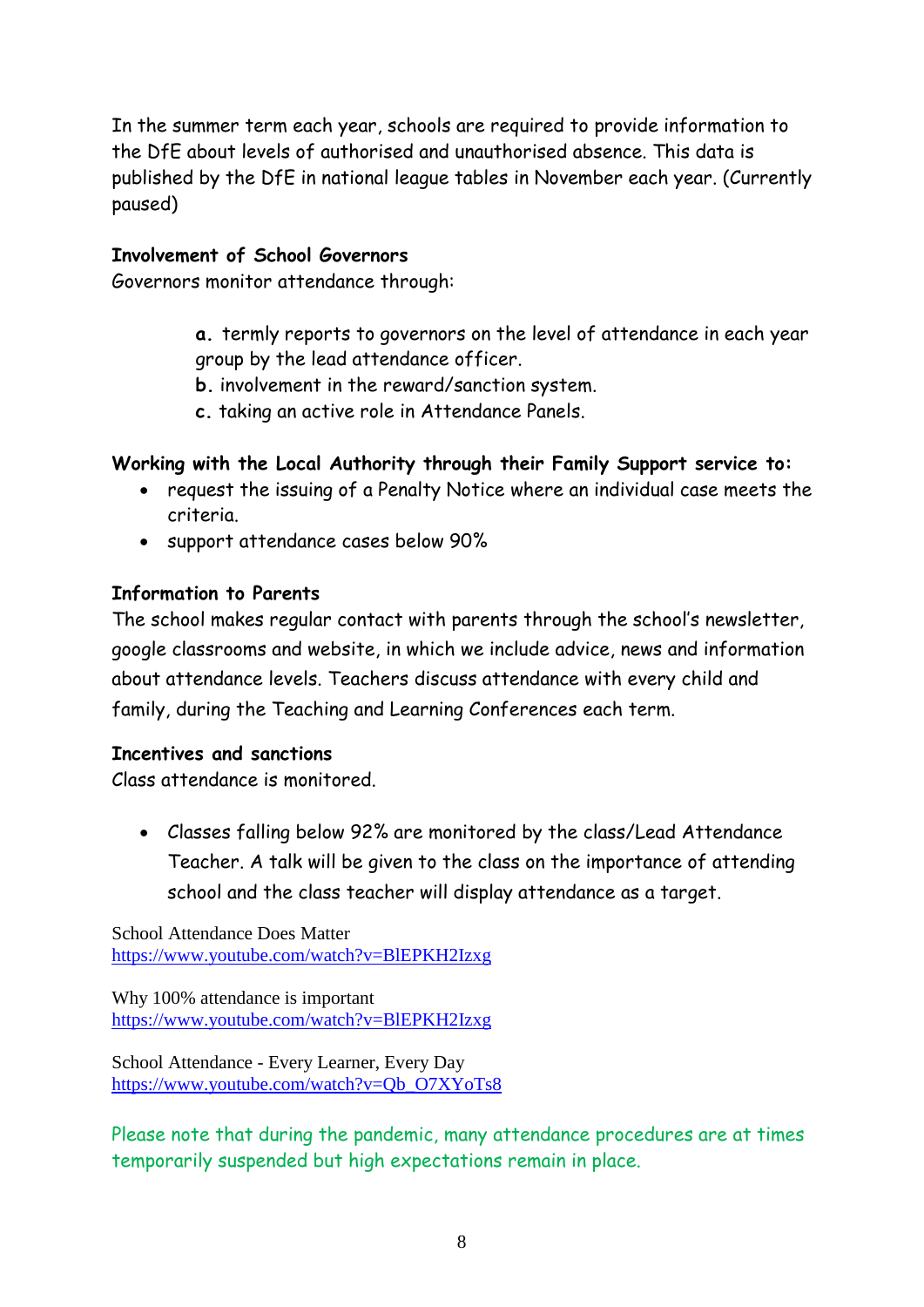In the summer term each year, schools are required to provide information to the DfE about levels of authorised and unauthorised absence. This data is published by the DfE in national league tables in November each year. (Currently paused)

**Involvement of School Governors**

Governors monitor attendance through:

> **a.** termly reports to governors on the level of attendance in each year group by the lead attendance officer.
> **b.** involvement in the reward/sanction system.
> **c.** taking an active role in Attendance Panels.

**Working with the Local Authority through their Family Support service to:**

- request the issuing of a Penalty Notice where an individual case meets the criteria.
- support attendance cases below 90%

**Information to Parents**

The school makes regular contact with parents through the school's newsletter, google classrooms and website, in which we include advice, news and information about attendance levels. Teachers discuss attendance with every child and family, during the Teaching and Learning Conferences each term.

**Incentives and sanctions**

Class attendance is monitored.

- Classes falling below 92% are monitored by the class/Lead Attendance Teacher. A talk will be given to the class on the importance of attending school and the class teacher will display attendance as a target.

School Attendance Does Matter
https://www.youtube.com/watch?v=BlEPKH2Izxg

Why 100% attendance is important
https://www.youtube.com/watch?v=BlEPKH2Izxg

School Attendance - Every Learner, Every Day
https://www.youtube.com/watch?v=Qb_O7XYoTs8

Please note that during the pandemic, many attendance procedures are at times temporarily suspended but high expectations remain in place.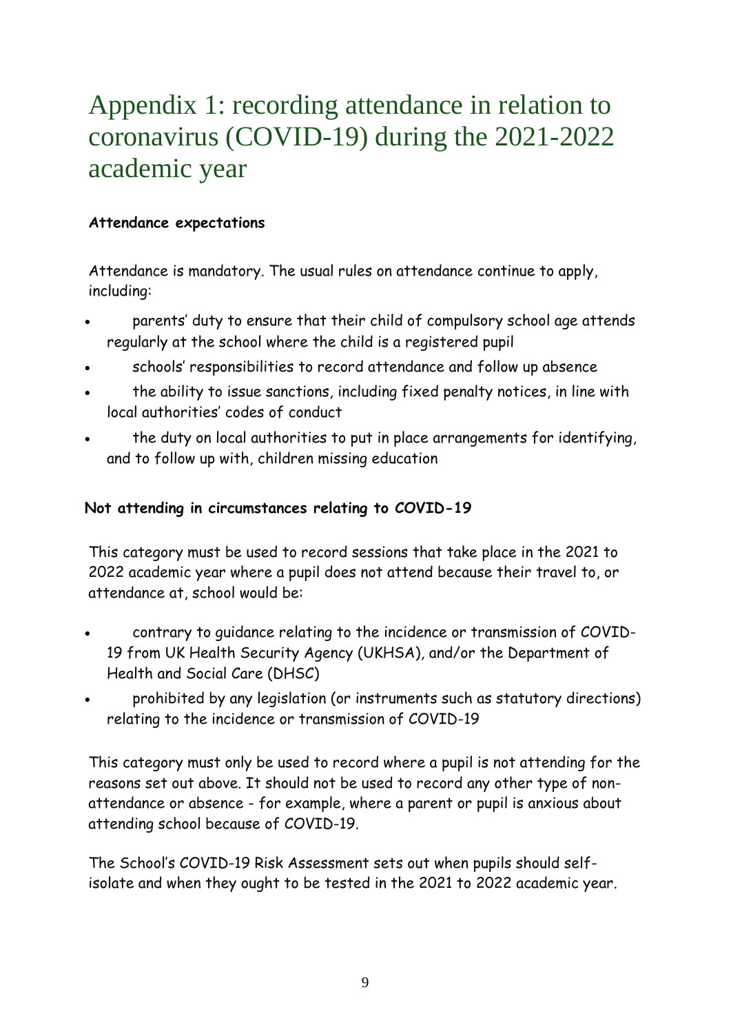# Appendix 1: recording attendance in relation to coronavirus (COVID-19) during the 2021-2022 academic year

**Attendance expectations**

Attendance is mandatory. The usual rules on attendance continue to apply, including:

- parents' duty to ensure that their child of compulsory school age attends regularly at the school where the child is a registered pupil
- schools' responsibilities to record attendance and follow up absence
- the ability to issue sanctions, including fixed penalty notices, in line with local authorities' codes of conduct
- the duty on local authorities to put in place arrangements for identifying, and to follow up with, children missing education

**Not attending in circumstances relating to COVID-19**

This category must be used to record sessions that take place in the 2021 to 2022 academic year where a pupil does not attend because their travel to, or attendance at, school would be:

- contrary to guidance relating to the incidence or transmission of COVID-19 from UK Health Security Agency (UKHSA), and/or the Department of Health and Social Care (DHSC)
- prohibited by any legislation (or instruments such as statutory directions) relating to the incidence or transmission of COVID-19

This category must only be used to record where a pupil is not attending for the reasons set out above. It should not be used to record any other type of non-attendance or absence - for example, where a parent or pupil is anxious about attending school because of COVID-19.

The School's COVID-19 Risk Assessment sets out when pupils should self-isolate and when they ought to be tested in the 2021 to 2022 academic year.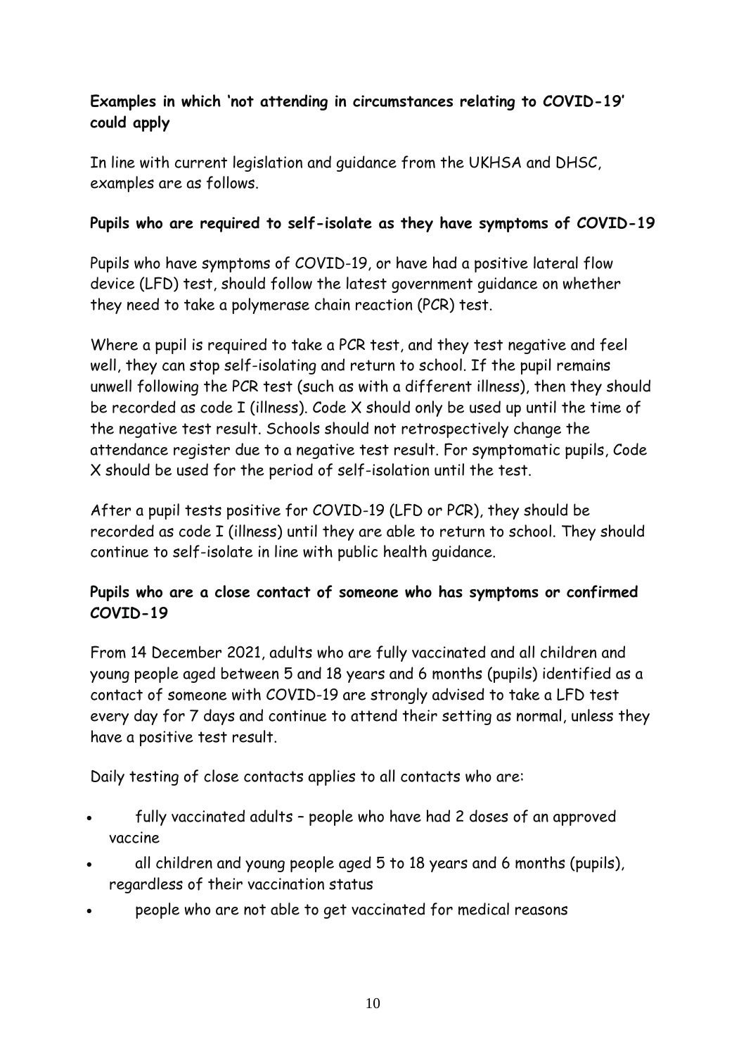### Examples in which 'not attending in circumstances relating to COVID-19' could apply

In line with current legislation and guidance from the UKHSA and DHSC, examples are as follows.

### Pupils who are required to self-isolate as they have symptoms of COVID-19

Pupils who have symptoms of COVID-19, or have had a positive lateral flow device (LFD) test, should follow the latest government guidance on whether they need to take a polymerase chain reaction (PCR) test.

Where a pupil is required to take a PCR test, and they test negative and feel well, they can stop self-isolating and return to school. If the pupil remains unwell following the PCR test (such as with a different illness), then they should be recorded as code I (illness). Code X should only be used up until the time of the negative test result. Schools should not retrospectively change the attendance register due to a negative test result. For symptomatic pupils, Code X should be used for the period of self-isolation until the test.

After a pupil tests positive for COVID-19 (LFD or PCR), they should be recorded as code I (illness) until they are able to return to school. They should continue to self-isolate in line with public health guidance.

### Pupils who are a close contact of someone who has symptoms or confirmed COVID-19

From 14 December 2021, adults who are fully vaccinated and all children and young people aged between 5 and 18 years and 6 months (pupils) identified as a contact of someone with COVID-19 are strongly advised to take a LFD test every day for 7 days and continue to attend their setting as normal, unless they have a positive test result.

Daily testing of close contacts applies to all contacts who are:

- fully vaccinated adults – people who have had 2 doses of an approved vaccine
- all children and young people aged 5 to 18 years and 6 months (pupils), regardless of their vaccination status
- people who are not able to get vaccinated for medical reasons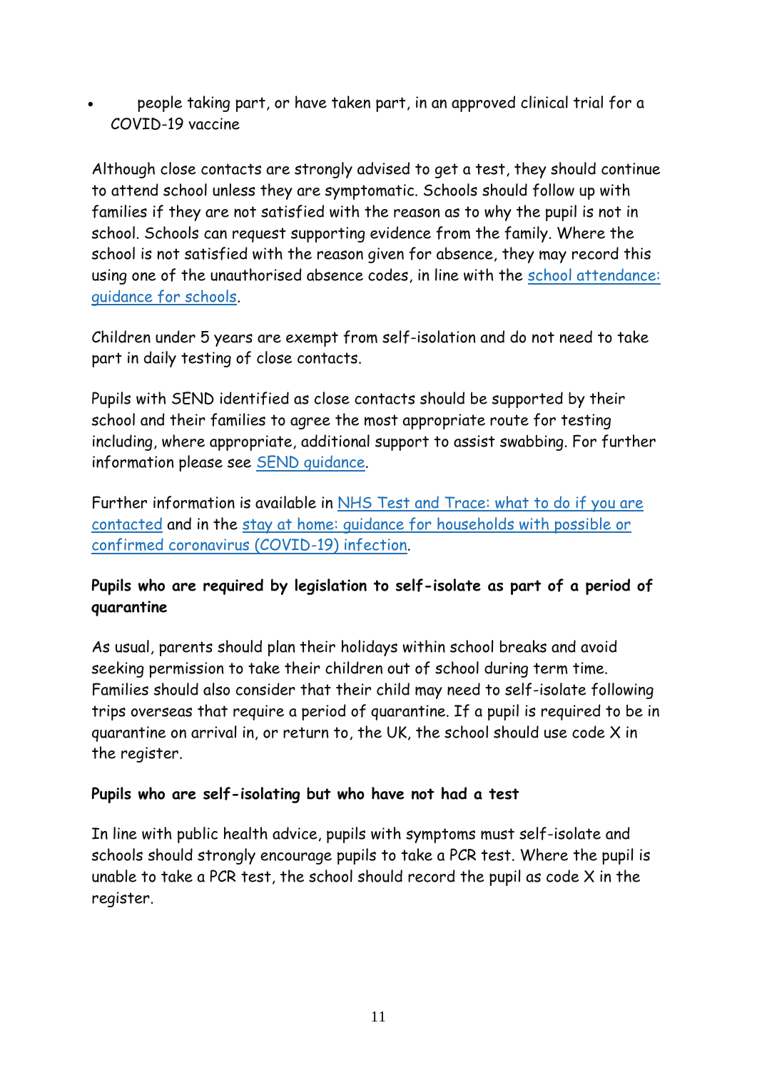- people taking part, or have taken part, in an approved clinical trial for a COVID-19 vaccine

Although close contacts are strongly advised to get a test, they should continue to attend school unless they are symptomatic. Schools should follow up with families if they are not satisfied with the reason as to why the pupil is not in school. Schools can request supporting evidence from the family. Where the school is not satisfied with the reason given for absence, they may record this using one of the unauthorised absence codes, in line with the school attendance: guidance for schools.

Children under 5 years are exempt from self-isolation and do not need to take part in daily testing of close contacts.

Pupils with SEND identified as close contacts should be supported by their school and their families to agree the most appropriate route for testing including, where appropriate, additional support to assist swabbing. For further information please see SEND guidance.

Further information is available in NHS Test and Trace: what to do if you are contacted and in the stay at home: guidance for households with possible or confirmed coronavirus (COVID-19) infection.

**Pupils who are required by legislation to self-isolate as part of a period of quarantine**

As usual, parents should plan their holidays within school breaks and avoid seeking permission to take their children out of school during term time. Families should also consider that their child may need to self-isolate following trips overseas that require a period of quarantine. If a pupil is required to be in quarantine on arrival in, or return to, the UK, the school should use code X in the register.

**Pupils who are self-isolating but who have not had a test**

In line with public health advice, pupils with symptoms must self-isolate and schools should strongly encourage pupils to take a PCR test. Where the pupil is unable to take a PCR test, the school should record the pupil as code X in the register.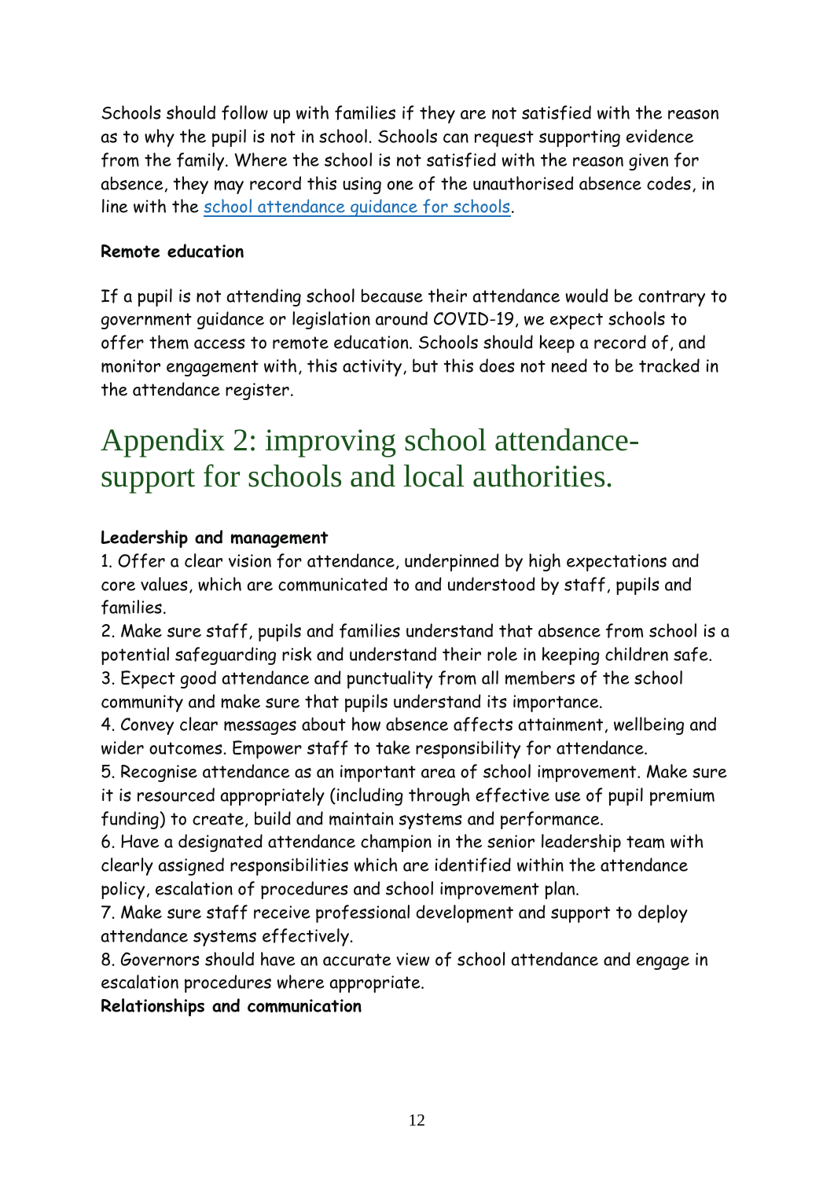Schools should follow up with families if they are not satisfied with the reason as to why the pupil is not in school. Schools can request supporting evidence from the family. Where the school is not satisfied with the reason given for absence, they may record this using one of the unauthorised absence codes, in line with the [school attendance guidance for schools](school attendance guidance for schools).

**Remote education**

If a pupil is not attending school because their attendance would be contrary to government guidance or legislation around COVID-19, we expect schools to offer them access to remote education. Schools should keep a record of, and monitor engagement with, this activity, but this does not need to be tracked in the attendance register.

# Appendix 2: improving school attendance- support for schools and local authorities.

**Leadership and management**

1. Offer a clear vision for attendance, underpinned by high expectations and core values, which are communicated to and understood by staff, pupils and families.
2. Make sure staff, pupils and families understand that absence from school is a potential safeguarding risk and understand their role in keeping children safe.
3. Expect good attendance and punctuality from all members of the school community and make sure that pupils understand its importance.
4. Convey clear messages about how absence affects attainment, wellbeing and wider outcomes. Empower staff to take responsibility for attendance.
5. Recognise attendance as an important area of school improvement. Make sure it is resourced appropriately (including through effective use of pupil premium funding) to create, build and maintain systems and performance.
6. Have a designated attendance champion in the senior leadership team with clearly assigned responsibilities which are identified within the attendance policy, escalation of procedures and school improvement plan.
7. Make sure staff receive professional development and support to deploy attendance systems effectively.
8. Governors should have an accurate view of school attendance and engage in escalation procedures where appropriate.

**Relationships and communication**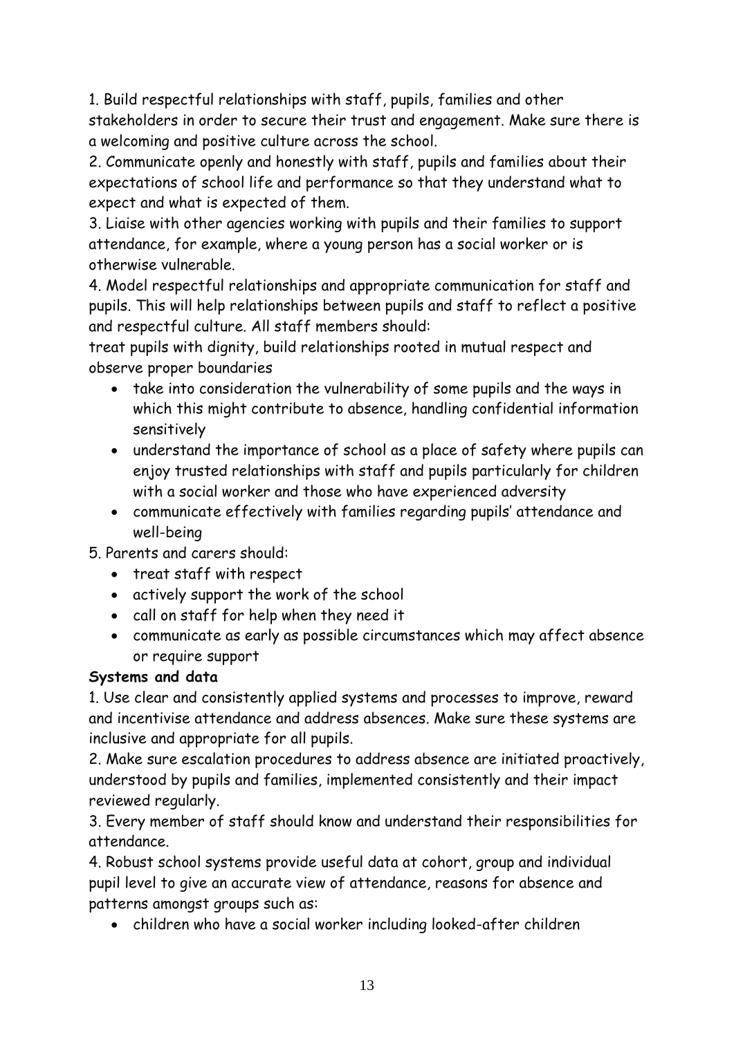1. Build respectful relationships with staff, pupils, families and other stakeholders in order to secure their trust and engagement. Make sure there is a welcoming and positive culture across the school.

2. Communicate openly and honestly with staff, pupils and families about their expectations of school life and performance so that they understand what to expect and what is expected of them.

3. Liaise with other agencies working with pupils and their families to support attendance, for example, where a young person has a social worker or is otherwise vulnerable.

4. Model respectful relationships and appropriate communication for staff and pupils. This will help relationships between pupils and staff to reflect a positive and respectful culture. All staff members should:

treat pupils with dignity, build relationships rooted in mutual respect and observe proper boundaries

- take into consideration the vulnerability of some pupils and the ways in which this might contribute to absence, handling confidential information sensitively
- understand the importance of school as a place of safety where pupils can enjoy trusted relationships with staff and pupils particularly for children with a social worker and those who have experienced adversity
- communicate effectively with families regarding pupils' attendance and well-being

5. Parents and carers should:

- treat staff with respect
- actively support the work of the school
- call on staff for help when they need it
- communicate as early as possible circumstances which may affect absence or require support

**Systems and data**

1. Use clear and consistently applied systems and processes to improve, reward and incentivise attendance and address absences. Make sure these systems are inclusive and appropriate for all pupils.

2. Make sure escalation procedures to address absence are initiated proactively, understood by pupils and families, implemented consistently and their impact reviewed regularly.

3. Every member of staff should know and understand their responsibilities for attendance.

4. Robust school systems provide useful data at cohort, group and individual pupil level to give an accurate view of attendance, reasons for absence and patterns amongst groups such as:

- children who have a social worker including looked-after children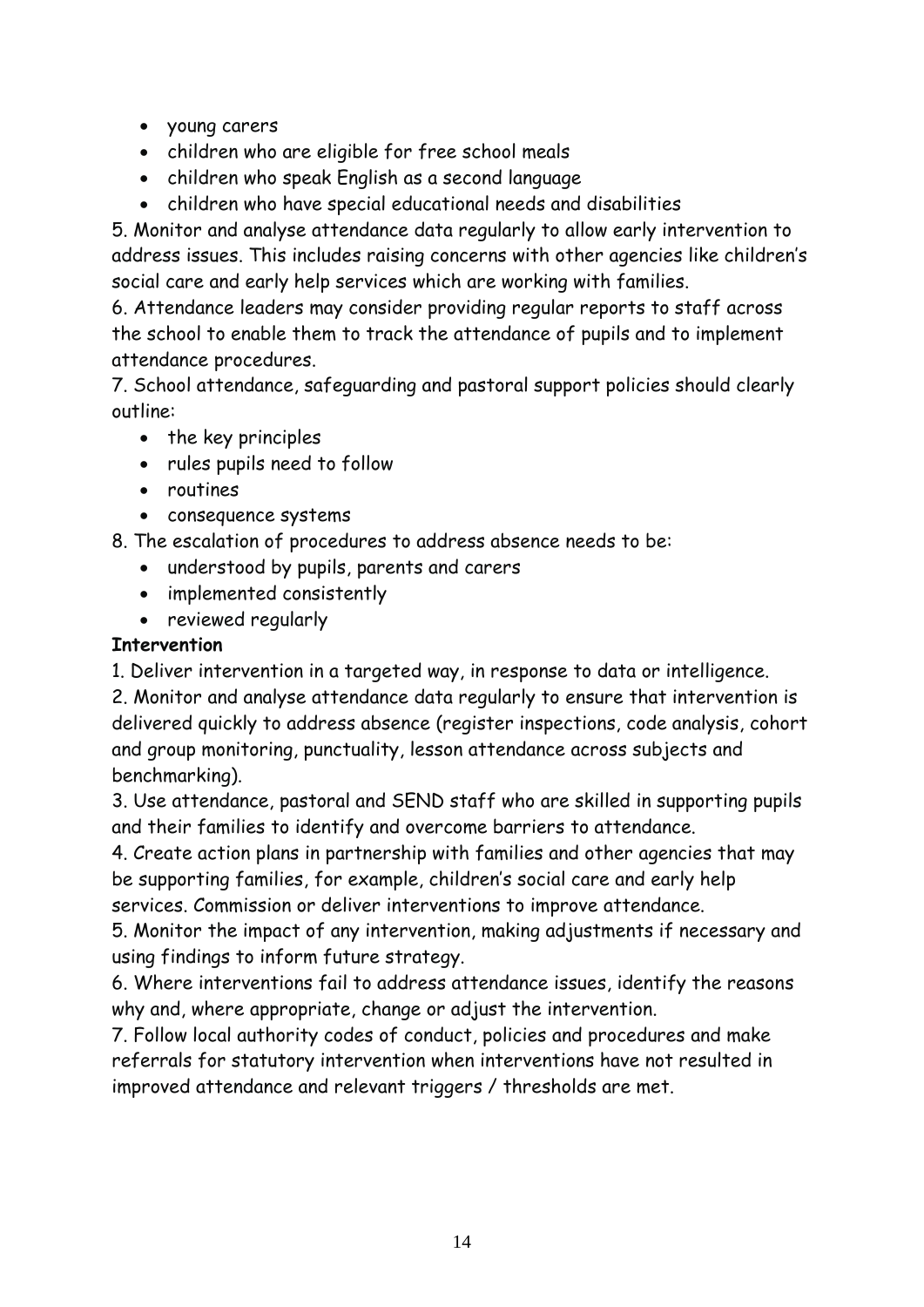- young carers
- children who are eligible for free school meals
- children who speak English as a second language
- children who have special educational needs and disabilities

5. Monitor and analyse attendance data regularly to allow early intervention to address issues. This includes raising concerns with other agencies like children's social care and early help services which are working with families.
6. Attendance leaders may consider providing regular reports to staff across the school to enable them to track the attendance of pupils and to implement attendance procedures.
7. School attendance, safeguarding and pastoral support policies should clearly outline:
   - the key principles
   - rules pupils need to follow
   - routines
   - consequence systems
8. The escalation of procedures to address absence needs to be:
   - understood by pupils, parents and carers
   - implemented consistently
   - reviewed regularly

**Intervention**

1. Deliver intervention in a targeted way, in response to data or intelligence.
2. Monitor and analyse attendance data regularly to ensure that intervention is delivered quickly to address absence (register inspections, code analysis, cohort and group monitoring, punctuality, lesson attendance across subjects and benchmarking).
3. Use attendance, pastoral and SEND staff who are skilled in supporting pupils and their families to identify and overcome barriers to attendance.
4. Create action plans in partnership with families and other agencies that may be supporting families, for example, children's social care and early help services. Commission or deliver interventions to improve attendance.
5. Monitor the impact of any intervention, making adjustments if necessary and using findings to inform future strategy.
6. Where interventions fail to address attendance issues, identify the reasons why and, where appropriate, change or adjust the intervention.
7. Follow local authority codes of conduct, policies and procedures and make referrals for statutory intervention when interventions have not resulted in improved attendance and relevant triggers / thresholds are met.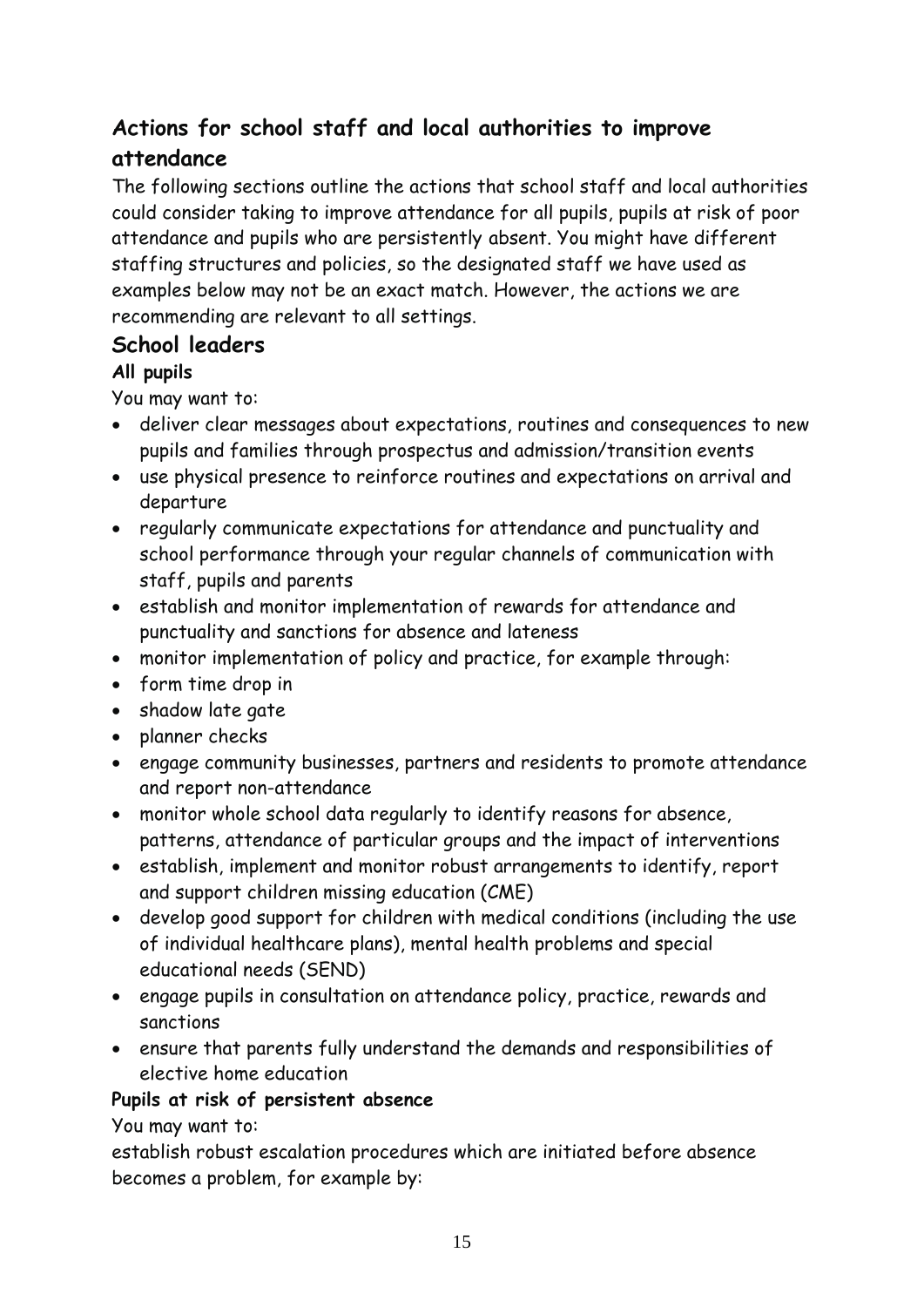## Actions for school staff and local authorities to improve attendance

The following sections outline the actions that school staff and local authorities could consider taking to improve attendance for all pupils, pupils at risk of poor attendance and pupils who are persistently absent. You might have different staffing structures and policies, so the designated staff we have used as examples below may not be an exact match. However, the actions we are recommending are relevant to all settings.

### School leaders

#### All pupils

You may want to:

- deliver clear messages about expectations, routines and consequences to new pupils and families through prospectus and admission/transition events
- use physical presence to reinforce routines and expectations on arrival and departure
- regularly communicate expectations for attendance and punctuality and school performance through your regular channels of communication with staff, pupils and parents
- establish and monitor implementation of rewards for attendance and punctuality and sanctions for absence and lateness
- monitor implementation of policy and practice, for example through:
- form time drop in
- shadow late gate
- planner checks
- engage community businesses, partners and residents to promote attendance and report non-attendance
- monitor whole school data regularly to identify reasons for absence, patterns, attendance of particular groups and the impact of interventions
- establish, implement and monitor robust arrangements to identify, report and support children missing education (CME)
- develop good support for children with medical conditions (including the use of individual healthcare plans), mental health problems and special educational needs (SEND)
- engage pupils in consultation on attendance policy, practice, rewards and sanctions
- ensure that parents fully understand the demands and responsibilities of elective home education

#### Pupils at risk of persistent absence

You may want to:

establish robust escalation procedures which are initiated before absence becomes a problem, for example by: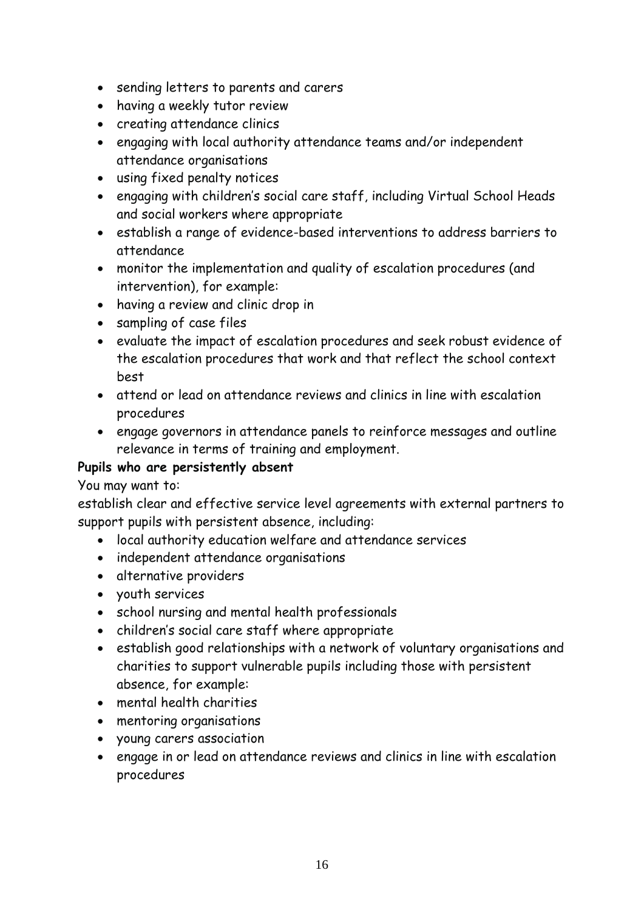- sending letters to parents and carers
- having a weekly tutor review
- creating attendance clinics
- engaging with local authority attendance teams and/or independent attendance organisations
- using fixed penalty notices
- engaging with children's social care staff, including Virtual School Heads and social workers where appropriate
- establish a range of evidence-based interventions to address barriers to attendance
- monitor the implementation and quality of escalation procedures (and intervention), for example:
- having a review and clinic drop in
- sampling of case files
- evaluate the impact of escalation procedures and seek robust evidence of the escalation procedures that work and that reflect the school context best
- attend or lead on attendance reviews and clinics in line with escalation procedures
- engage governors in attendance panels to reinforce messages and outline relevance in terms of training and employment.

**Pupils who are persistently absent**

You may want to:

establish clear and effective service level agreements with external partners to support pupils with persistent absence, including:

- local authority education welfare and attendance services
- independent attendance organisations
- alternative providers
- youth services
- school nursing and mental health professionals
- children's social care staff where appropriate
- establish good relationships with a network of voluntary organisations and charities to support vulnerable pupils including those with persistent absence, for example:
- mental health charities
- mentoring organisations
- young carers association
- engage in or lead on attendance reviews and clinics in line with escalation procedures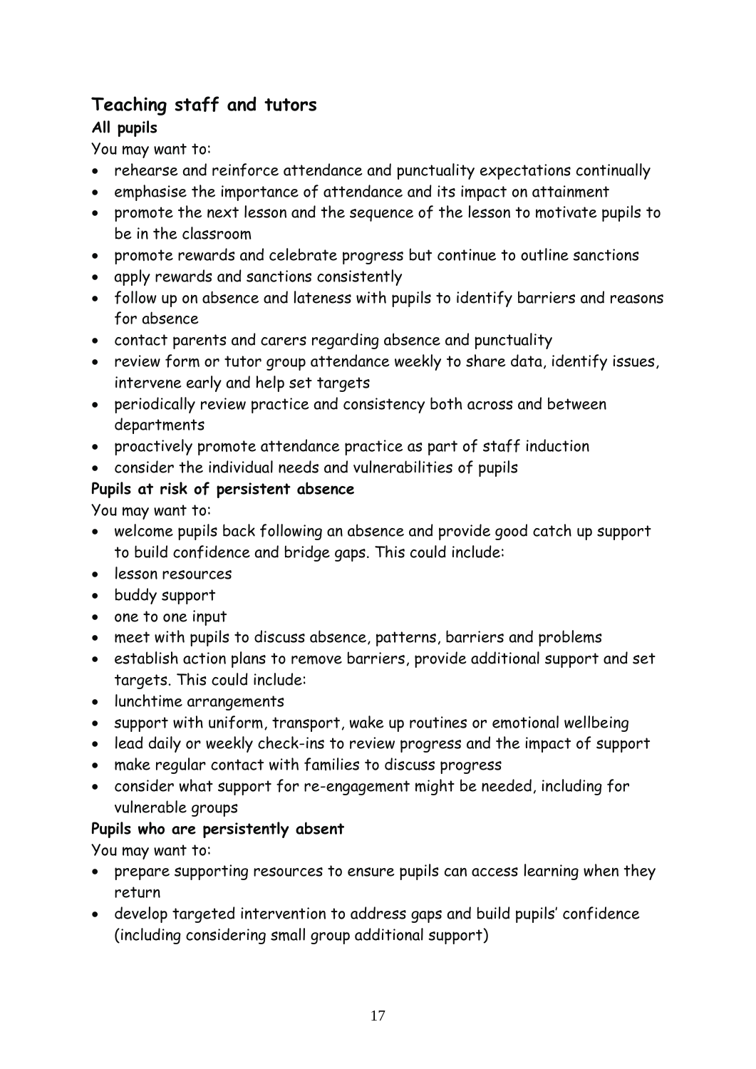## Teaching staff and tutors

### All pupils

You may want to:

- rehearse and reinforce attendance and punctuality expectations continually
- emphasise the importance of attendance and its impact on attainment
- promote the next lesson and the sequence of the lesson to motivate pupils to be in the classroom
- promote rewards and celebrate progress but continue to outline sanctions
- apply rewards and sanctions consistently
- follow up on absence and lateness with pupils to identify barriers and reasons for absence
- contact parents and carers regarding absence and punctuality
- review form or tutor group attendance weekly to share data, identify issues, intervene early and help set targets
- periodically review practice and consistency both across and between departments
- proactively promote attendance practice as part of staff induction
- consider the individual needs and vulnerabilities of pupils

### Pupils at risk of persistent absence

You may want to:

- welcome pupils back following an absence and provide good catch up support to build confidence and bridge gaps. This could include:
- lesson resources
- buddy support
- one to one input
- meet with pupils to discuss absence, patterns, barriers and problems
- establish action plans to remove barriers, provide additional support and set targets. This could include:
- lunchtime arrangements
- support with uniform, transport, wake up routines or emotional wellbeing
- lead daily or weekly check-ins to review progress and the impact of support
- make regular contact with families to discuss progress
- consider what support for re-engagement might be needed, including for vulnerable groups

### Pupils who are persistently absent

You may want to:

- prepare supporting resources to ensure pupils can access learning when they return
- develop targeted intervention to address gaps and build pupils' confidence (including considering small group additional support)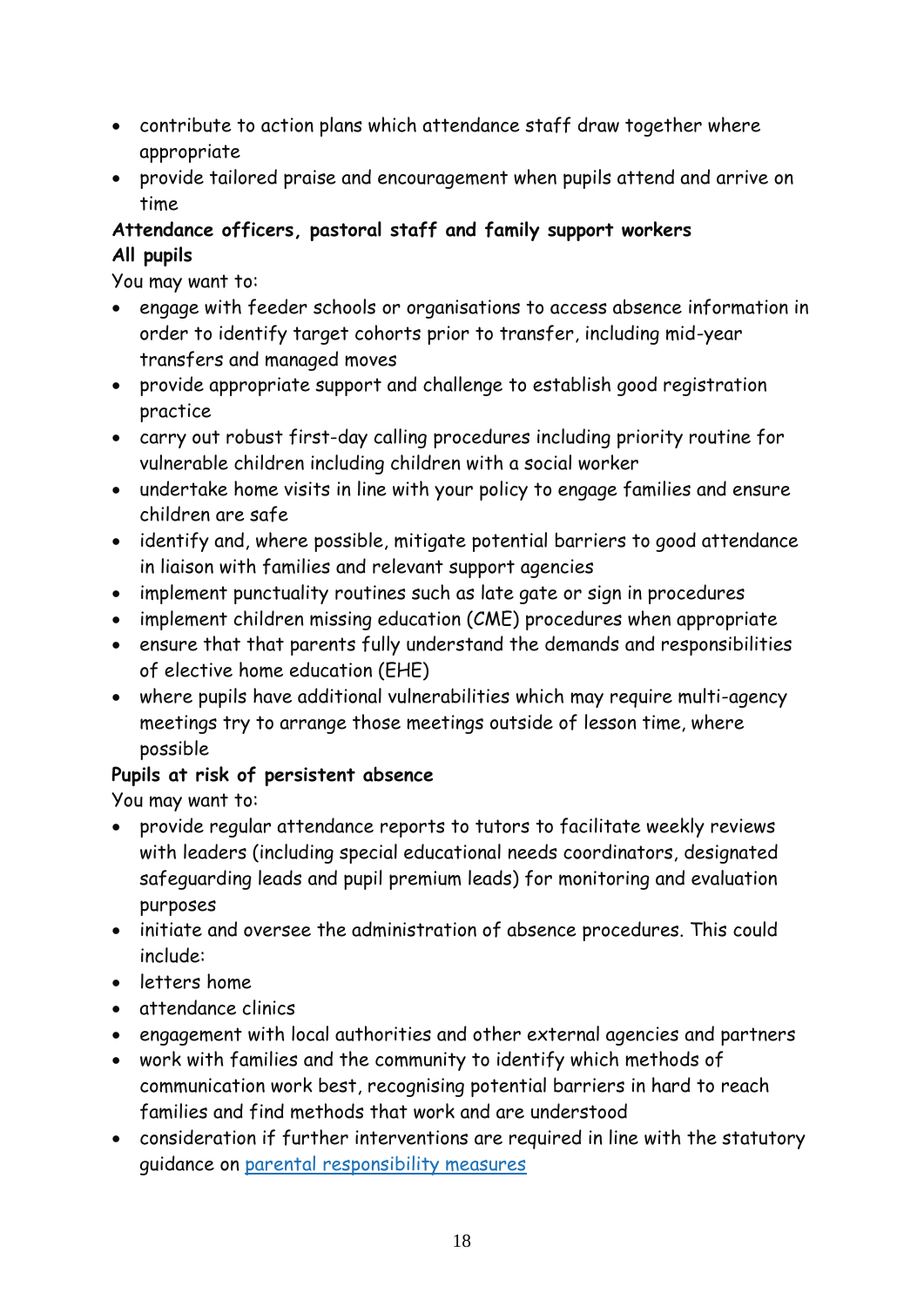- contribute to action plans which attendance staff draw together where appropriate
- provide tailored praise and encouragement when pupils attend and arrive on time

**Attendance officers, pastoral staff and family support workers**

**All pupils**

You may want to:

- engage with feeder schools or organisations to access absence information in order to identify target cohorts prior to transfer, including mid-year transfers and managed moves
- provide appropriate support and challenge to establish good registration practice
- carry out robust first-day calling procedures including priority routine for vulnerable children including children with a social worker
- undertake home visits in line with your policy to engage families and ensure children are safe
- identify and, where possible, mitigate potential barriers to good attendance in liaison with families and relevant support agencies
- implement punctuality routines such as late gate or sign in procedures
- implement children missing education (CME) procedures when appropriate
- ensure that that parents fully understand the demands and responsibilities of elective home education (EHE)
- where pupils have additional vulnerabilities which may require multi-agency meetings try to arrange those meetings outside of lesson time, where possible

**Pupils at risk of persistent absence**

You may want to:

- provide regular attendance reports to tutors to facilitate weekly reviews with leaders (including special educational needs coordinators, designated safeguarding leads and pupil premium leads) for monitoring and evaluation purposes
- initiate and oversee the administration of absence procedures. This could include:
- letters home
- attendance clinics
- engagement with local authorities and other external agencies and partners
- work with families and the community to identify which methods of communication work best, recognising potential barriers in hard to reach families and find methods that work and are understood
- consideration if further interventions are required in line with the statutory guidance on parental responsibility measures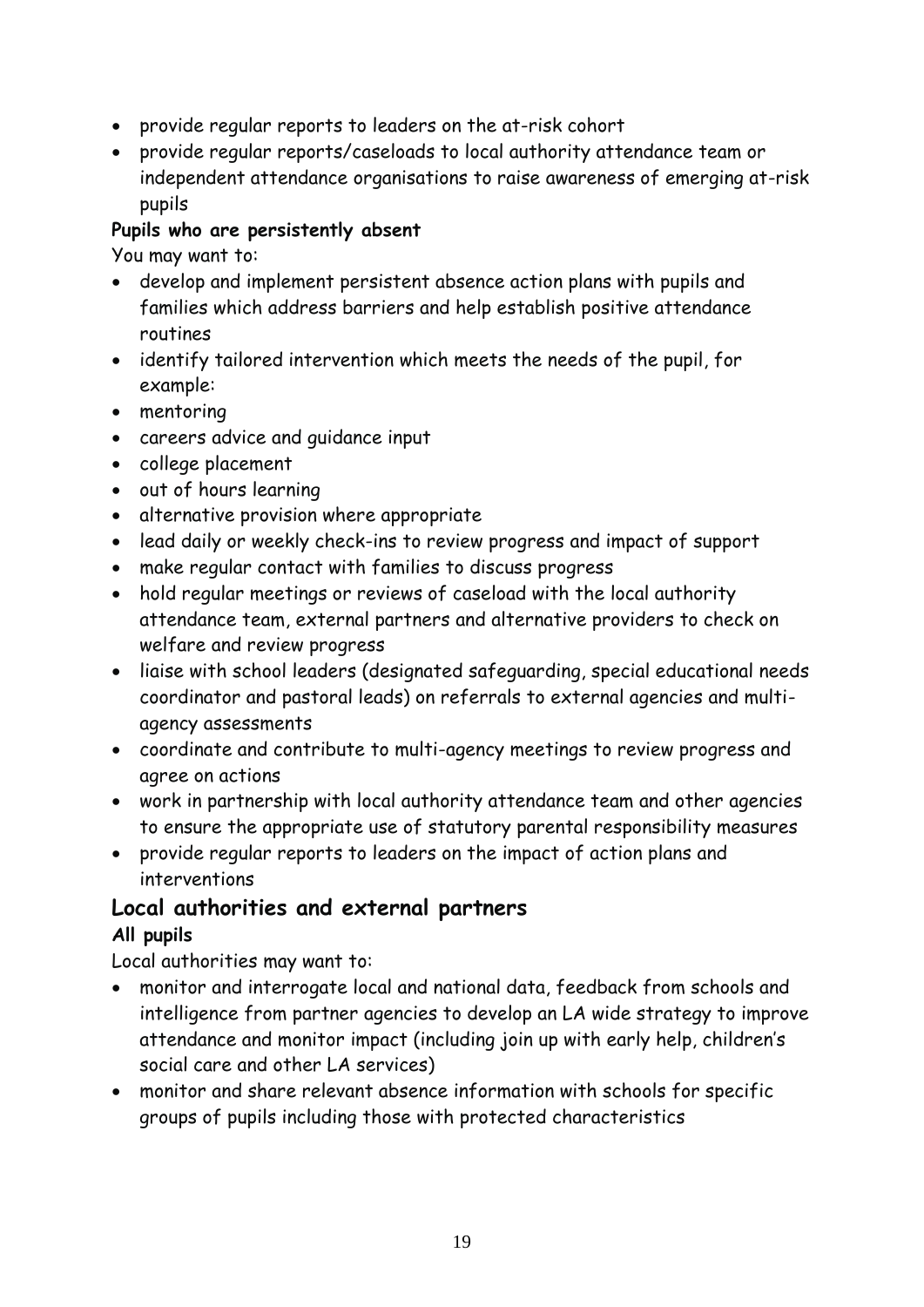- provide regular reports to leaders on the at-risk cohort
- provide regular reports/caseloads to local authority attendance team or independent attendance organisations to raise awareness of emerging at-risk pupils

**Pupils who are persistently absent**

You may want to:

- develop and implement persistent absence action plans with pupils and families which address barriers and help establish positive attendance routines
- identify tailored intervention which meets the needs of the pupil, for example:
- mentoring
- careers advice and guidance input
- college placement
- out of hours learning
- alternative provision where appropriate
- lead daily or weekly check-ins to review progress and impact of support
- make regular contact with families to discuss progress
- hold regular meetings or reviews of caseload with the local authority attendance team, external partners and alternative providers to check on welfare and review progress
- liaise with school leaders (designated safeguarding, special educational needs coordinator and pastoral leads) on referrals to external agencies and multi-agency assessments
- coordinate and contribute to multi-agency meetings to review progress and agree on actions
- work in partnership with local authority attendance team and other agencies to ensure the appropriate use of statutory parental responsibility measures
- provide regular reports to leaders on the impact of action plans and interventions

## Local authorities and external partners

**All pupils**

Local authorities may want to:

- monitor and interrogate local and national data, feedback from schools and intelligence from partner agencies to develop an LA wide strategy to improve attendance and monitor impact (including join up with early help, children's social care and other LA services)
- monitor and share relevant absence information with schools for specific groups of pupils including those with protected characteristics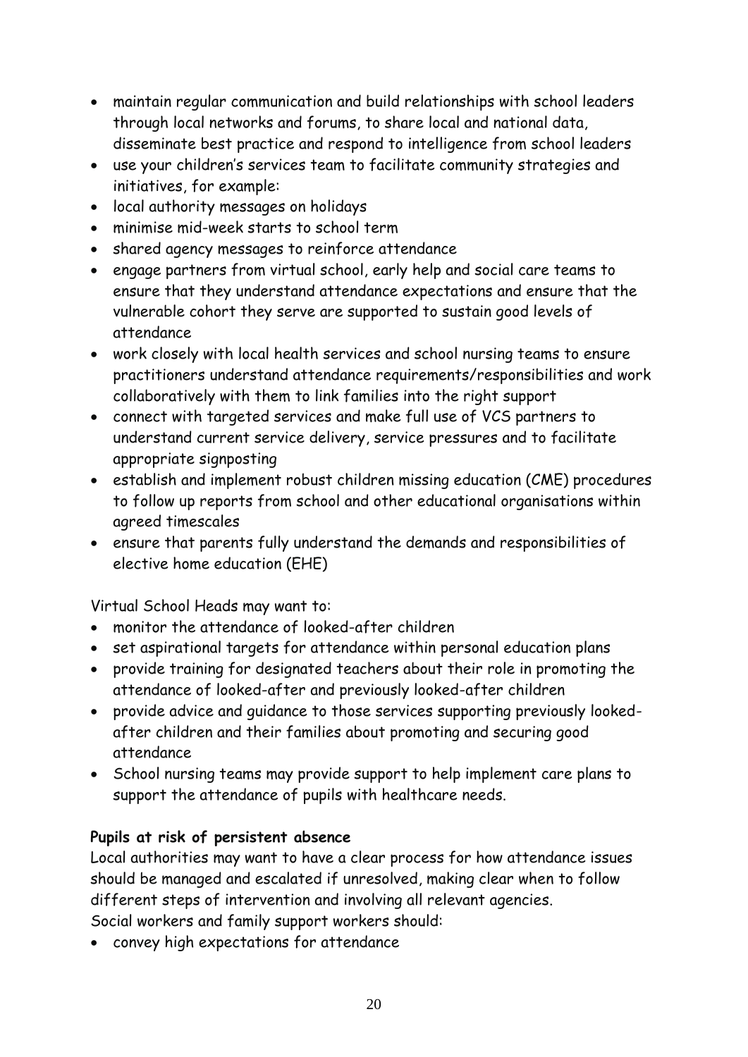- maintain regular communication and build relationships with school leaders through local networks and forums, to share local and national data, disseminate best practice and respond to intelligence from school leaders
- use your children's services team to facilitate community strategies and initiatives, for example:
- local authority messages on holidays
- minimise mid-week starts to school term
- shared agency messages to reinforce attendance
- engage partners from virtual school, early help and social care teams to ensure that they understand attendance expectations and ensure that the vulnerable cohort they serve are supported to sustain good levels of attendance
- work closely with local health services and school nursing teams to ensure practitioners understand attendance requirements/responsibilities and work collaboratively with them to link families into the right support
- connect with targeted services and make full use of VCS partners to understand current service delivery, service pressures and to facilitate appropriate signposting
- establish and implement robust children missing education (CME) procedures to follow up reports from school and other educational organisations within agreed timescales
- ensure that parents fully understand the demands and responsibilities of elective home education (EHE)

Virtual School Heads may want to:

- monitor the attendance of looked-after children
- set aspirational targets for attendance within personal education plans
- provide training for designated teachers about their role in promoting the attendance of looked-after and previously looked-after children
- provide advice and guidance to those services supporting previously looked-after children and their families about promoting and securing good attendance
- School nursing teams may provide support to help implement care plans to support the attendance of pupils with healthcare needs.

**Pupils at risk of persistent absence**

Local authorities may want to have a clear process for how attendance issues should be managed and escalated if unresolved, making clear when to follow different steps of intervention and involving all relevant agencies.
Social workers and family support workers should:

- convey high expectations for attendance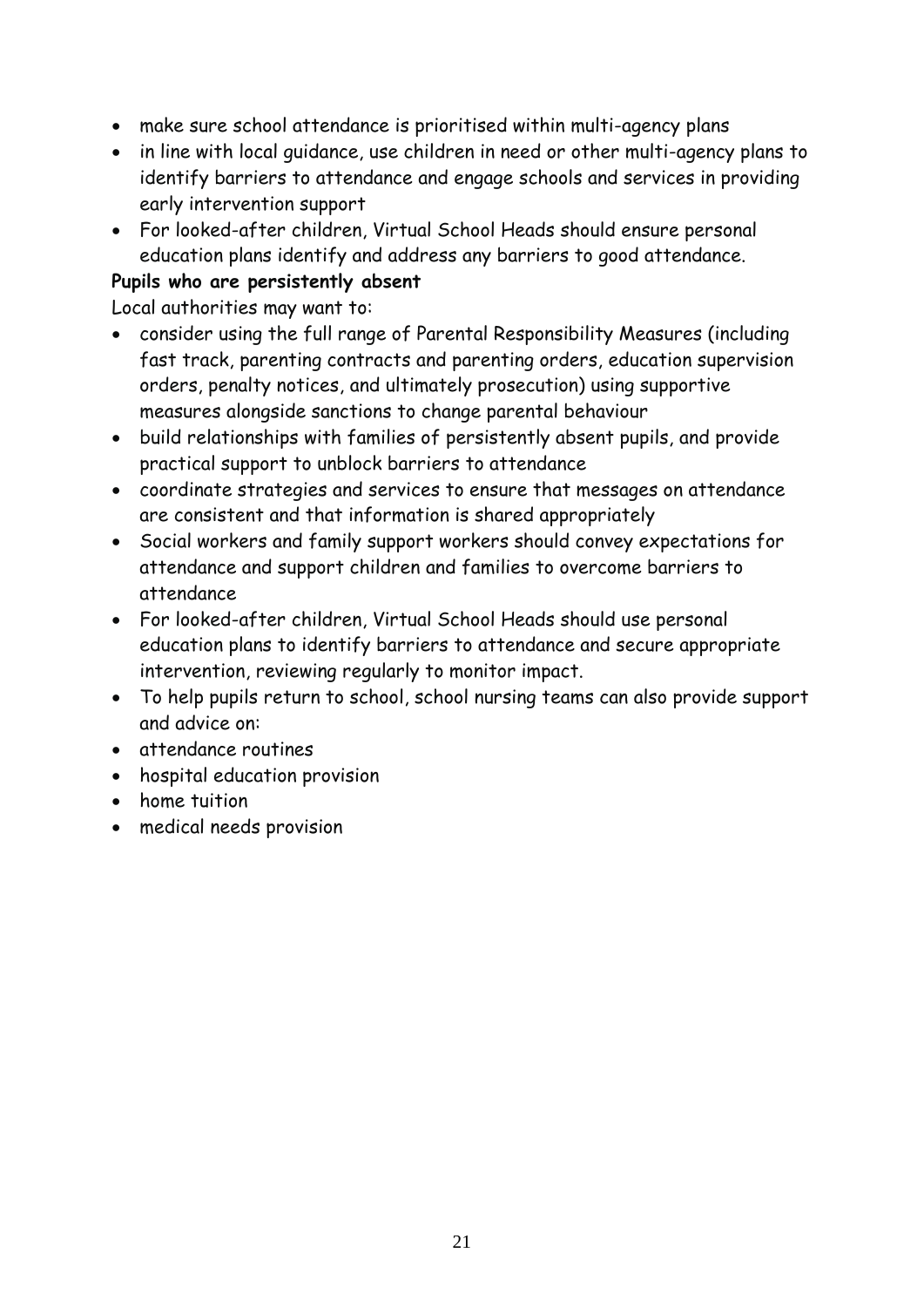- make sure school attendance is prioritised within multi-agency plans
- in line with local guidance, use children in need or other multi-agency plans to identify barriers to attendance and engage schools and services in providing early intervention support
- For looked-after children, Virtual School Heads should ensure personal education plans identify and address any barriers to good attendance.

**Pupils who are persistently absent**

Local authorities may want to:

- consider using the full range of Parental Responsibility Measures (including fast track, parenting contracts and parenting orders, education supervision orders, penalty notices, and ultimately prosecution) using supportive measures alongside sanctions to change parental behaviour
- build relationships with families of persistently absent pupils, and provide practical support to unblock barriers to attendance
- coordinate strategies and services to ensure that messages on attendance are consistent and that information is shared appropriately
- Social workers and family support workers should convey expectations for attendance and support children and families to overcome barriers to attendance
- For looked-after children, Virtual School Heads should use personal education plans to identify barriers to attendance and secure appropriate intervention, reviewing regularly to monitor impact.
- To help pupils return to school, school nursing teams can also provide support and advice on:
- attendance routines
- hospital education provision
- home tuition
- medical needs provision